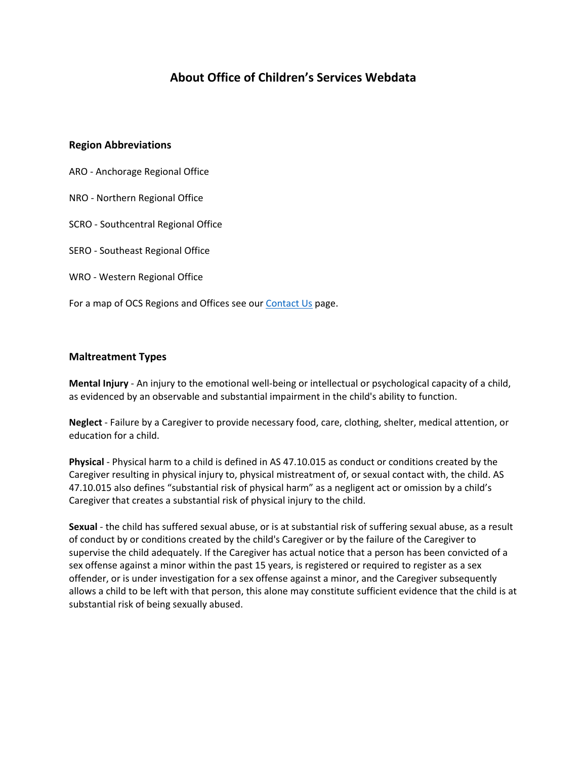# About Office of Children's Services Webdata

## Region Abbreviations

ARO - Anchorage Regional Office

NRO - Northern Regional Office

SCRO - Southcentral Regional Office

SERO - Southeast Regional Office

WRO - Western Regional Office

For a map of OCS Regions and Offices see our Contact Us page.

## Maltreatment Types

**Mental Injury** - An injury to the emotional well-being or intellectual or psychological capacity of a child, as evidenced by an observable and substantial impairment in the child's ability to function.

**Neglect** - Failure by a Caregiver to provide necessary food, care, clothing, shelter, medical attention, or education for a child.

**Physical** - Physical harm to a child is defined in AS 47.10.015 as conduct or conditions created by the Caregiver resulting in physical injury to, physical mistreatment of, or sexual contact with, the child. AS 47.10.015 also defines "substantial risk of physical harm" as a negligent act or omission by a child's Caregiver that creates a substantial risk of physical injury to the child.

**Sexual** - the child has suffered sexual abuse, or is at substantial risk of suffering sexual abuse, as a result of conduct by or conditions created by the child's Caregiver or by the failure of the Caregiver to supervise the child adequately. If the Caregiver has actual notice that a person has been convicted of a sex offense against a minor within the past 15 years, is registered or required to register as a sex offender, or is under investigation for a sex offense against a minor, and the Caregiver subsequently allows a child to be left with that person, this alone may constitute sufficient evidence that the child is at substantial risk of being sexually abused.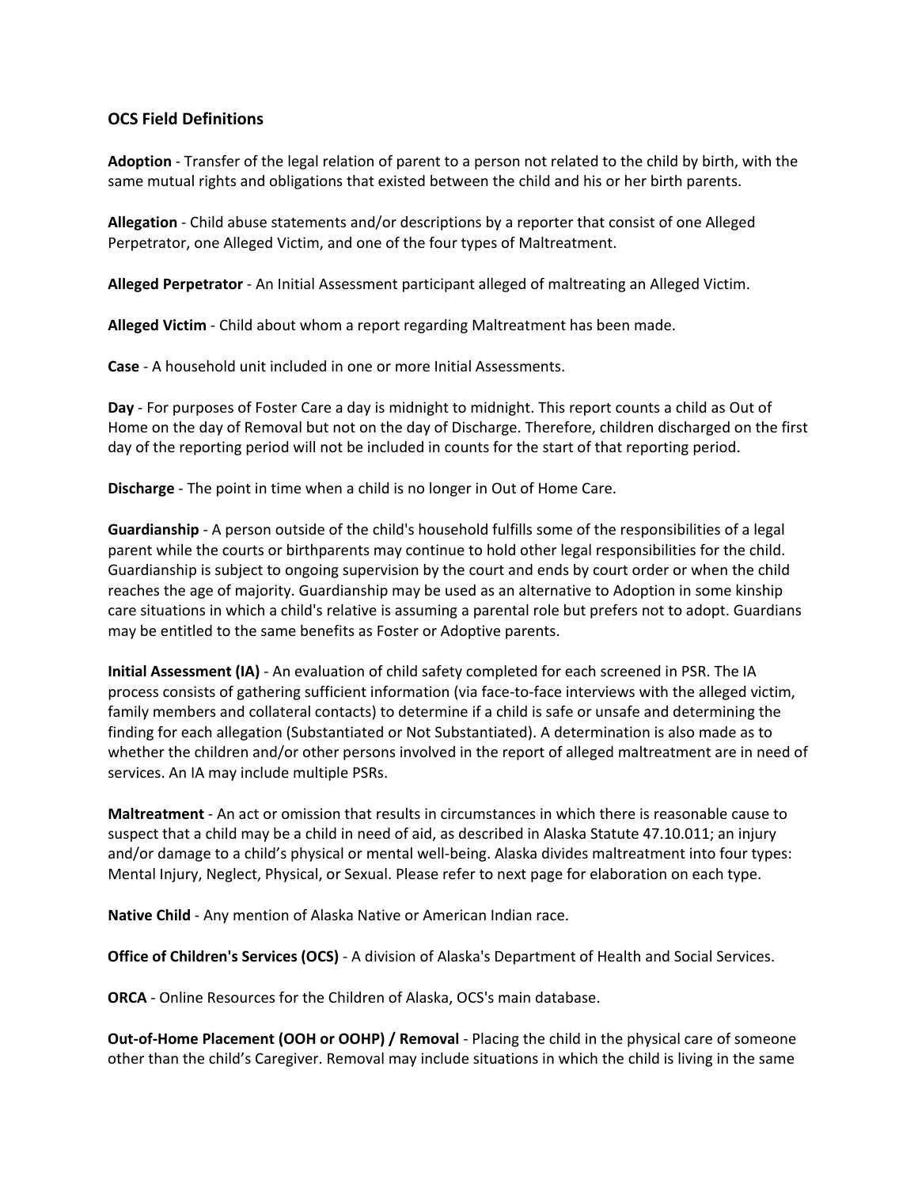## OCS Field Definitions

**Adoption** - Transfer of the legal relation of parent to a person not related to the child by birth, with the same mutual rights and obligations that existed between the child and his or her birth parents.

**Allegation** - Child abuse statements and/or descriptions by a reporter that consist of one Alleged Perpetrator, one Alleged Victim, and one of the four types of Maltreatment.

**Alleged Perpetrator** - An Initial Assessment participant alleged of maltreating an Alleged Victim.

**Alleged Victim** - Child about whom a report regarding Maltreatment has been made.

**Case** - A household unit included in one or more Initial Assessments.

**Day** - For purposes of Foster Care a day is midnight to midnight. This report counts a child as Out of Home on the day of Removal but not on the day of Discharge. Therefore, children discharged on the first day of the reporting period will not be included in counts for the start of that reporting period.

**Discharge** - The point in time when a child is no longer in Out of Home Care.

**Guardianship** - A person outside of the child's household fulfills some of the responsibilities of a legal parent while the courts or birthparents may continue to hold other legal responsibilities for the child. Guardianship is subject to ongoing supervision by the court and ends by court order or when the child reaches the age of majority. Guardianship may be used as an alternative to Adoption in some kinship care situations in which a child's relative is assuming a parental role but prefers not to adopt. Guardians may be entitled to the same benefits as Foster or Adoptive parents.

**Initial Assessment (IA)** - An evaluation of child safety completed for each screened in PSR. The IA process consists of gathering sufficient information (via face-to-face interviews with the alleged victim, family members and collateral contacts) to determine if a child is safe or unsafe and determining the finding for each allegation (Substantiated or Not Substantiated). A determination is also made as to whether the children and/or other persons involved in the report of alleged maltreatment are in need of services. An IA may include multiple PSRs.

**Maltreatment** - An act or omission that results in circumstances in which there is reasonable cause to suspect that a child may be a child in need of aid, as described in Alaska Statute 47.10.011; an injury and/or damage to a child's physical or mental well-being. Alaska divides maltreatment into four types: Mental Injury, Neglect, Physical, or Sexual. Please refer to next page for elaboration on each type.

**Native Child** - Any mention of Alaska Native or American Indian race.

**Office of Children's Services (OCS)** - A division of Alaska's Department of Health and Social Services.

**ORCA** - Online Resources for the Children of Alaska, OCS's main database.

**Out-of-Home Placement (OOH or OOHP) / Removal** - Placing the child in the physical care of someone other than the child's Caregiver. Removal may include situations in which the child is living in the same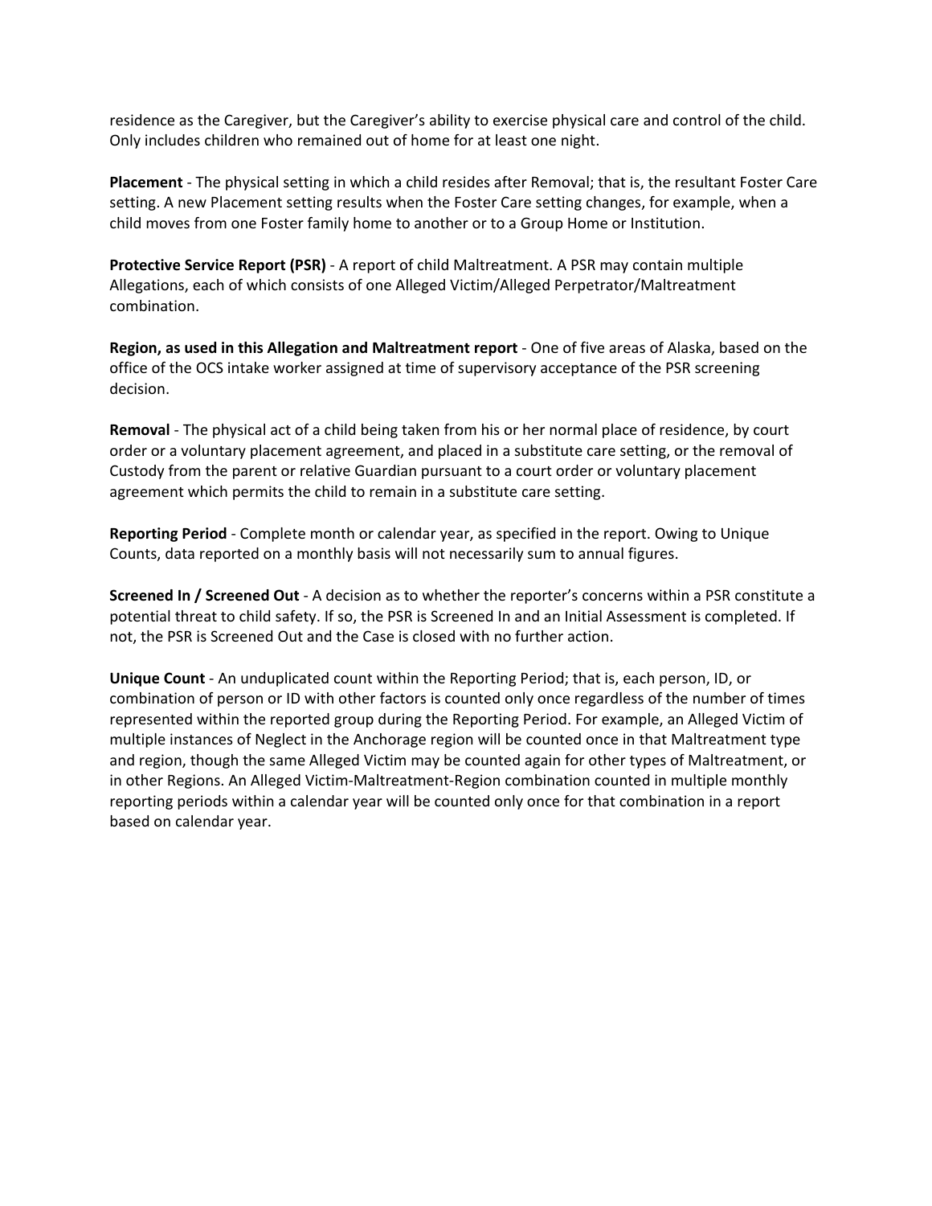residence as the Caregiver, but the Caregiver's ability to exercise physical care and control of the child. Only includes children who remained out of home for at least one night.

**Placement** - The physical setting in which a child resides after Removal; that is, the resultant Foster Care setting. A new Placement setting results when the Foster Care setting changes, for example, when a child moves from one Foster family home to another or to a Group Home or Institution.

**Protective Service Report (PSR)** - A report of child Maltreatment. A PSR may contain multiple Allegations, each of which consists of one Alleged Victim/Alleged Perpetrator/Maltreatment combination.

**Region, as used in this Allegation and Maltreatment report** - One of five areas of Alaska, based on the office of the OCS intake worker assigned at time of supervisory acceptance of the PSR screening decision.

**Removal** - The physical act of a child being taken from his or her normal place of residence, by court order or a voluntary placement agreement, and placed in a substitute care setting, or the removal of Custody from the parent or relative Guardian pursuant to a court order or voluntary placement agreement which permits the child to remain in a substitute care setting.

**Reporting Period** - Complete month or calendar year, as specified in the report. Owing to Unique Counts, data reported on a monthly basis will not necessarily sum to annual figures.

**Screened In / Screened Out** - A decision as to whether the reporter's concerns within a PSR constitute a potential threat to child safety. If so, the PSR is Screened In and an Initial Assessment is completed. If not, the PSR is Screened Out and the Case is closed with no further action.

**Unique Count** - An unduplicated count within the Reporting Period; that is, each person, ID, or combination of person or ID with other factors is counted only once regardless of the number of times represented within the reported group during the Reporting Period. For example, an Alleged Victim of multiple instances of Neglect in the Anchorage region will be counted once in that Maltreatment type and region, though the same Alleged Victim may be counted again for other types of Maltreatment, or in other Regions. An Alleged Victim-Maltreatment-Region combination counted in multiple monthly reporting periods within a calendar year will be counted only once for that combination in a report based on calendar year.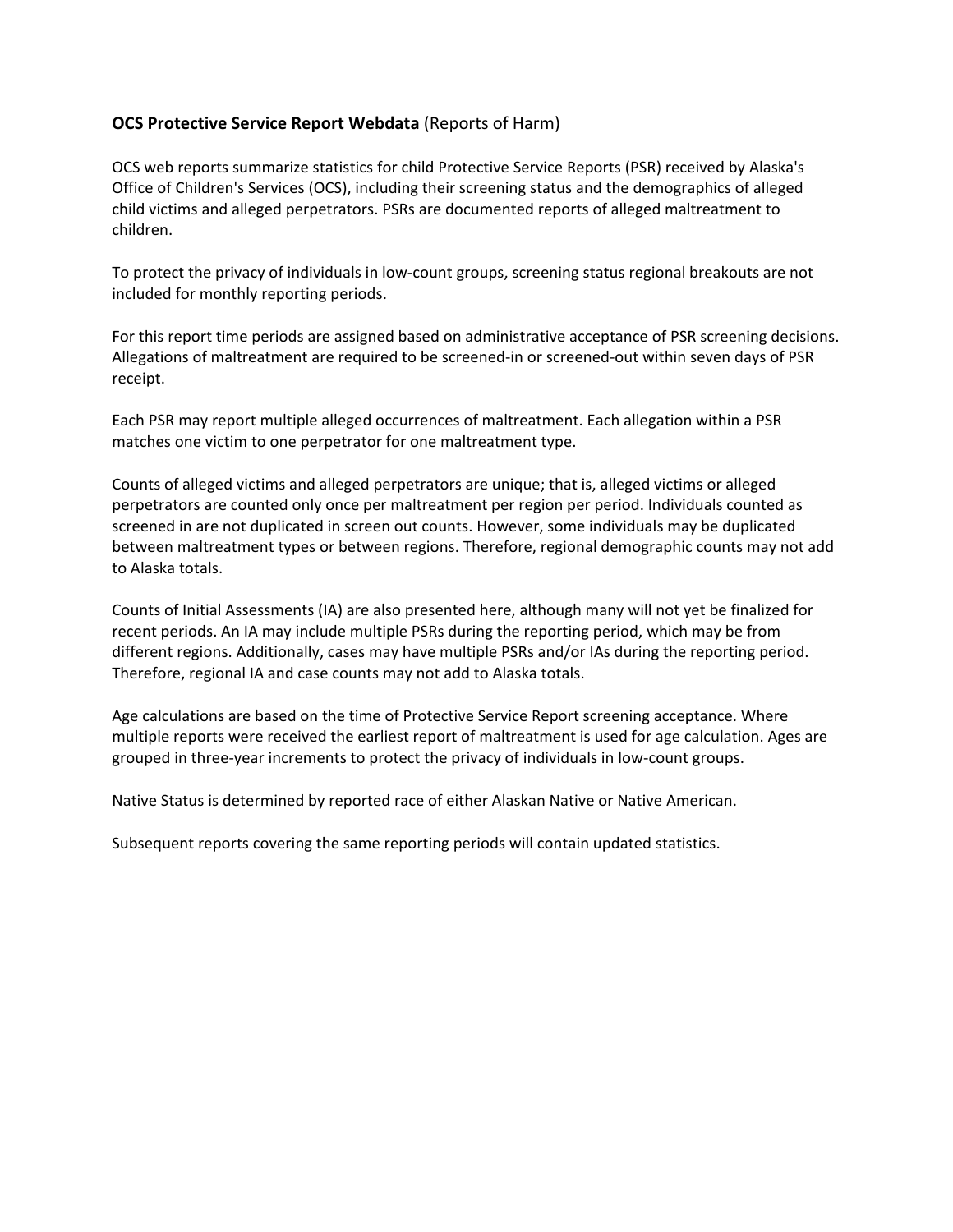**OCS Protective Service Report Webdata** (Reports of Harm)

OCS web reports summarize statistics for child Protective Service Reports (PSR) received by Alaska's Office of Children's Services (OCS), including their screening status and the demographics of alleged child victims and alleged perpetrators. PSRs are documented reports of alleged maltreatment to children.

To protect the privacy of individuals in low-count groups, screening status regional breakouts are not included for monthly reporting periods.

For this report time periods are assigned based on administrative acceptance of PSR screening decisions. Allegations of maltreatment are required to be screened-in or screened-out within seven days of PSR receipt.

Each PSR may report multiple alleged occurrences of maltreatment. Each allegation within a PSR matches one victim to one perpetrator for one maltreatment type.

Counts of alleged victims and alleged perpetrators are unique; that is, alleged victims or alleged perpetrators are counted only once per maltreatment per region per period. Individuals counted as screened in are not duplicated in screen out counts. However, some individuals may be duplicated between maltreatment types or between regions. Therefore, regional demographic counts may not add to Alaska totals.

Counts of Initial Assessments (IA) are also presented here, although many will not yet be finalized for recent periods. An IA may include multiple PSRs during the reporting period, which may be from different regions. Additionally, cases may have multiple PSRs and/or IAs during the reporting period. Therefore, regional IA and case counts may not add to Alaska totals.

Age calculations are based on the time of Protective Service Report screening acceptance. Where multiple reports were received the earliest report of maltreatment is used for age calculation. Ages are grouped in three-year increments to protect the privacy of individuals in low-count groups.

Native Status is determined by reported race of either Alaskan Native or Native American.

Subsequent reports covering the same reporting periods will contain updated statistics.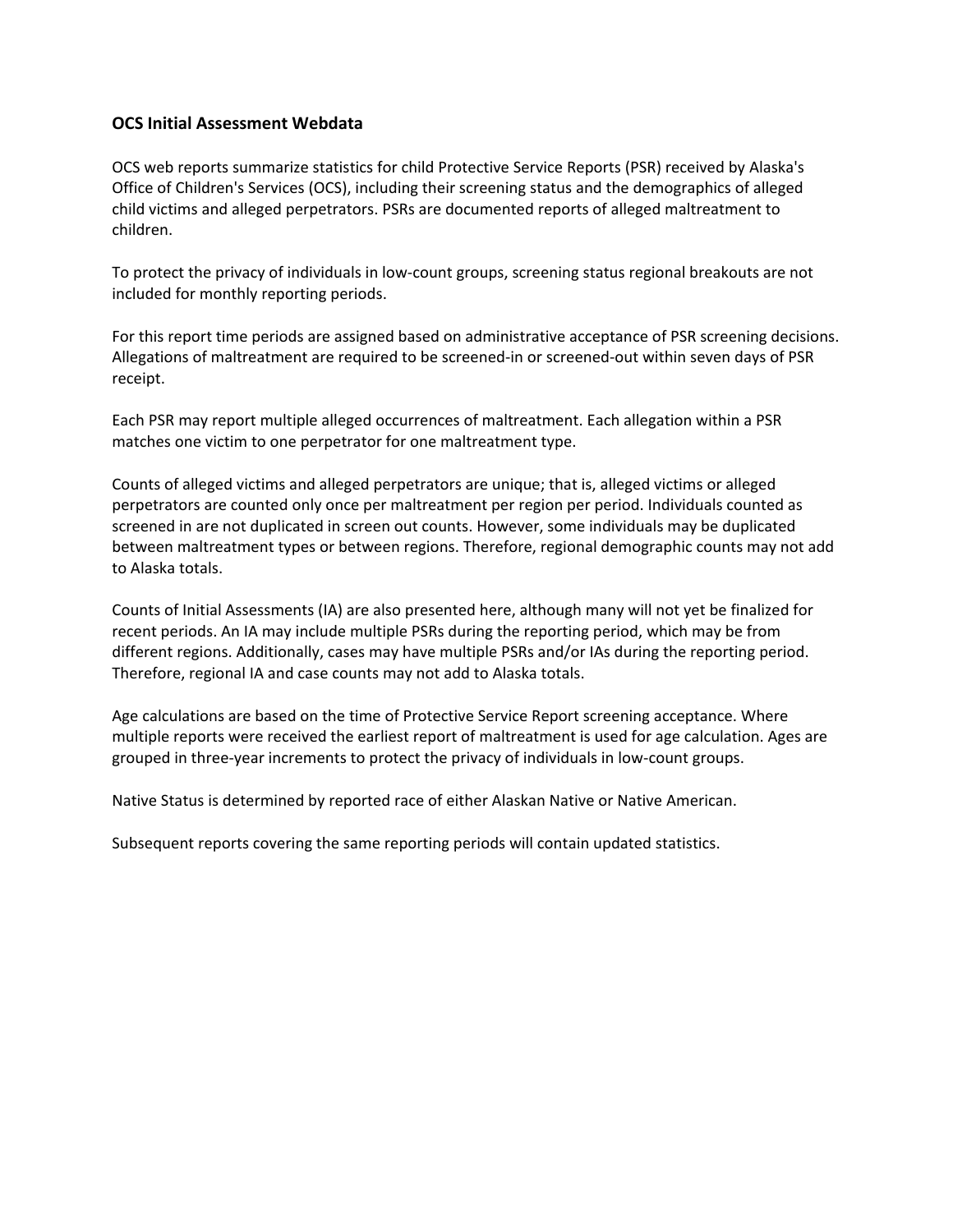### OCS Initial Assessment Webdata

OCS web reports summarize statistics for child Protective Service Reports (PSR) received by Alaska's Office of Children's Services (OCS), including their screening status and the demographics of alleged child victims and alleged perpetrators. PSRs are documented reports of alleged maltreatment to children.

To protect the privacy of individuals in low-count groups, screening status regional breakouts are not included for monthly reporting periods.

For this report time periods are assigned based on administrative acceptance of PSR screening decisions. Allegations of maltreatment are required to be screened-in or screened-out within seven days of PSR receipt.

Each PSR may report multiple alleged occurrences of maltreatment. Each allegation within a PSR matches one victim to one perpetrator for one maltreatment type.

Counts of alleged victims and alleged perpetrators are unique; that is, alleged victims or alleged perpetrators are counted only once per maltreatment per region per period. Individuals counted as screened in are not duplicated in screen out counts. However, some individuals may be duplicated between maltreatment types or between regions. Therefore, regional demographic counts may not add to Alaska totals.

Counts of Initial Assessments (IA) are also presented here, although many will not yet be finalized for recent periods. An IA may include multiple PSRs during the reporting period, which may be from different regions. Additionally, cases may have multiple PSRs and/or IAs during the reporting period. Therefore, regional IA and case counts may not add to Alaska totals.

Age calculations are based on the time of Protective Service Report screening acceptance. Where multiple reports were received the earliest report of maltreatment is used for age calculation. Ages are grouped in three-year increments to protect the privacy of individuals in low-count groups.

Native Status is determined by reported race of either Alaskan Native or Native American.

Subsequent reports covering the same reporting periods will contain updated statistics.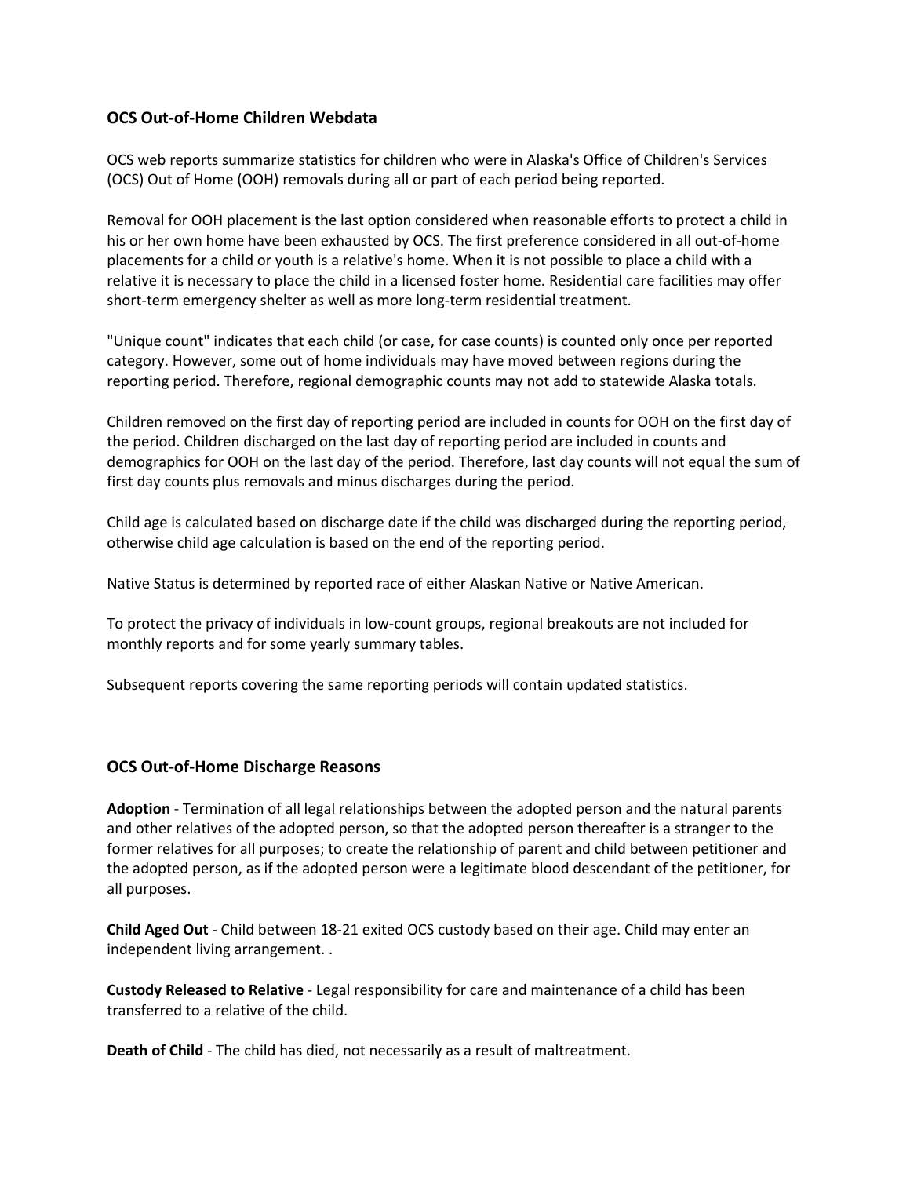### OCS Out-of-Home Children Webdata

OCS web reports summarize statistics for children who were in Alaska's Office of Children's Services (OCS) Out of Home (OOH) removals during all or part of each period being reported.

Removal for OOH placement is the last option considered when reasonable efforts to protect a child in his or her own home have been exhausted by OCS. The first preference considered in all out-of-home placements for a child or youth is a relative's home. When it is not possible to place a child with a relative it is necessary to place the child in a licensed foster home. Residential care facilities may offer short-term emergency shelter as well as more long-term residential treatment.

"Unique count" indicates that each child (or case, for case counts) is counted only once per reported category. However, some out of home individuals may have moved between regions during the reporting period. Therefore, regional demographic counts may not add to statewide Alaska totals.

Children removed on the first day of reporting period are included in counts for OOH on the first day of the period. Children discharged on the last day of reporting period are included in counts and demographics for OOH on the last day of the period. Therefore, last day counts will not equal the sum of first day counts plus removals and minus discharges during the period.

Child age is calculated based on discharge date if the child was discharged during the reporting period, otherwise child age calculation is based on the end of the reporting period.

Native Status is determined by reported race of either Alaskan Native or Native American.

To protect the privacy of individuals in low-count groups, regional breakouts are not included for monthly reports and for some yearly summary tables.

Subsequent reports covering the same reporting periods will contain updated statistics.

### OCS Out-of-Home Discharge Reasons

**Adoption** - Termination of all legal relationships between the adopted person and the natural parents and other relatives of the adopted person, so that the adopted person thereafter is a stranger to the former relatives for all purposes; to create the relationship of parent and child between petitioner and the adopted person, as if the adopted person were a legitimate blood descendant of the petitioner, for all purposes.

**Child Aged Out** - Child between 18-21 exited OCS custody based on their age. Child may enter an independent living arrangement. .

**Custody Released to Relative** - Legal responsibility for care and maintenance of a child has been transferred to a relative of the child.

**Death of Child** - The child has died, not necessarily as a result of maltreatment.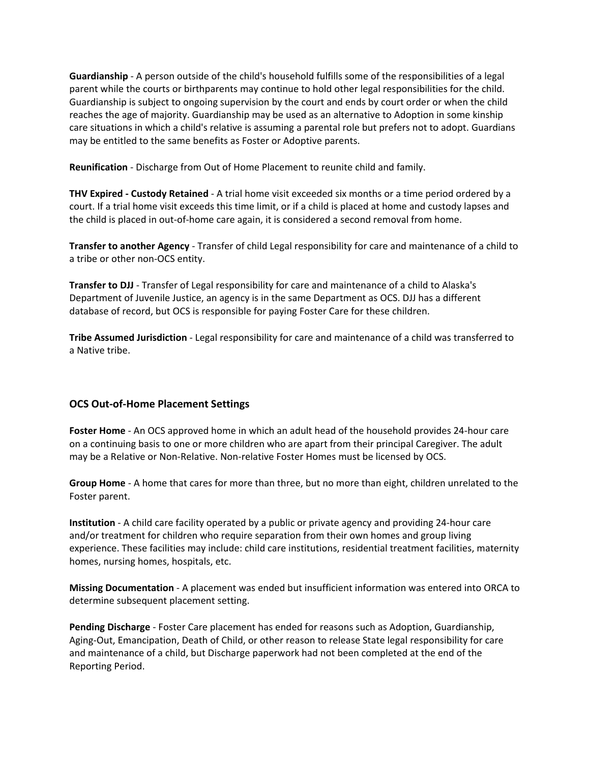**Guardianship** - A person outside of the child's household fulfills some of the responsibilities of a legal parent while the courts or birthparents may continue to hold other legal responsibilities for the child. Guardianship is subject to ongoing supervision by the court and ends by court order or when the child reaches the age of majority. Guardianship may be used as an alternative to Adoption in some kinship care situations in which a child's relative is assuming a parental role but prefers not to adopt. Guardians may be entitled to the same benefits as Foster or Adoptive parents.

**Reunification** - Discharge from Out of Home Placement to reunite child and family.

**THV Expired - Custody Retained** - A trial home visit exceeded six months or a time period ordered by a court. If a trial home visit exceeds this time limit, or if a child is placed at home and custody lapses and the child is placed in out-of-home care again, it is considered a second removal from home.

**Transfer to another Agency** - Transfer of child Legal responsibility for care and maintenance of a child to a tribe or other non-OCS entity.

**Transfer to DJJ** - Transfer of Legal responsibility for care and maintenance of a child to Alaska's Department of Juvenile Justice, an agency is in the same Department as OCS. DJJ has a different database of record, but OCS is responsible for paying Foster Care for these children.

**Tribe Assumed Jurisdiction** - Legal responsibility for care and maintenance of a child was transferred to a Native tribe.

## OCS Out-of-Home Placement Settings

**Foster Home** - An OCS approved home in which an adult head of the household provides 24-hour care on a continuing basis to one or more children who are apart from their principal Caregiver. The adult may be a Relative or Non-Relative. Non-relative Foster Homes must be licensed by OCS.

**Group Home** - A home that cares for more than three, but no more than eight, children unrelated to the Foster parent.

**Institution** - A child care facility operated by a public or private agency and providing 24-hour care and/or treatment for children who require separation from their own homes and group living experience. These facilities may include: child care institutions, residential treatment facilities, maternity homes, nursing homes, hospitals, etc.

**Missing Documentation** - A placement was ended but insufficient information was entered into ORCA to determine subsequent placement setting.

**Pending Discharge** - Foster Care placement has ended for reasons such as Adoption, Guardianship, Aging-Out, Emancipation, Death of Child, or other reason to release State legal responsibility for care and maintenance of a child, but Discharge paperwork had not been completed at the end of the Reporting Period.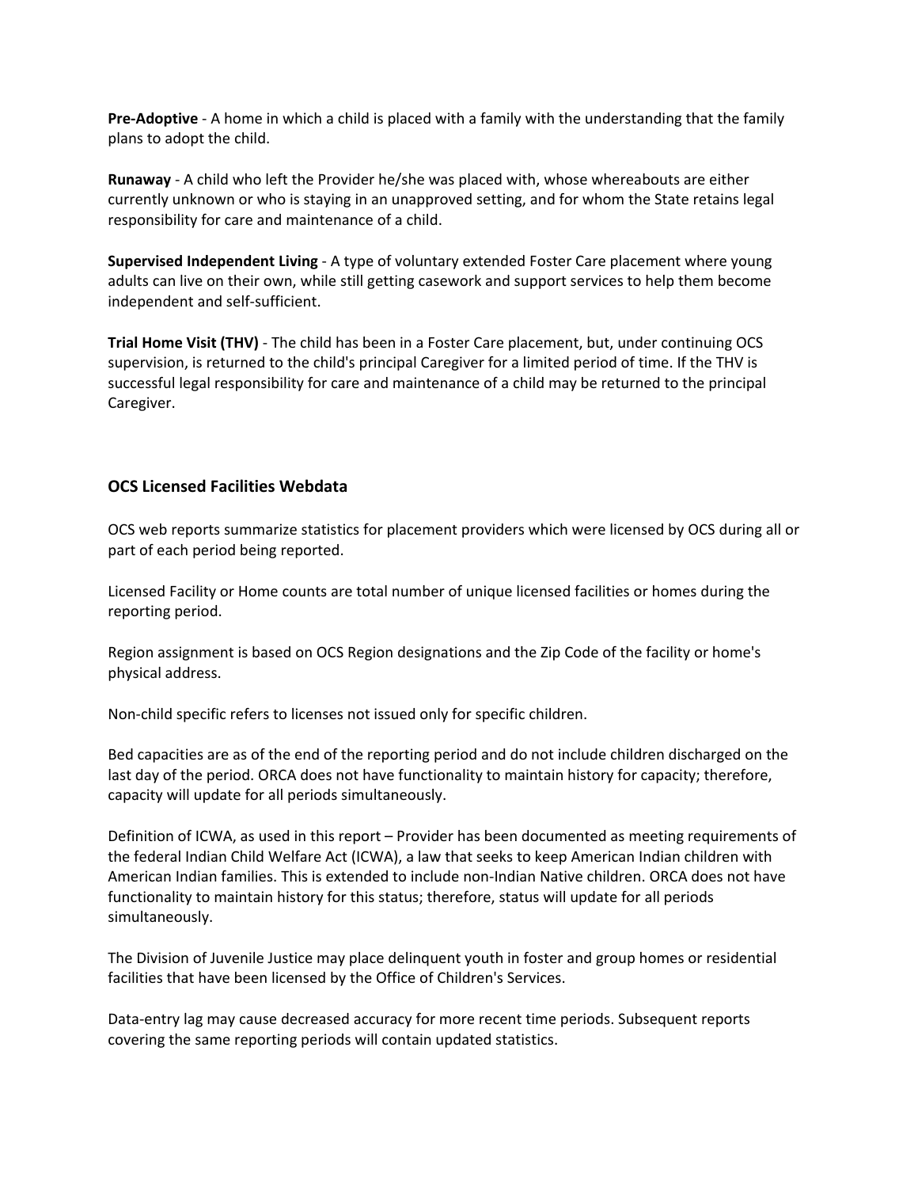**Pre-Adoptive** - A home in which a child is placed with a family with the understanding that the family plans to adopt the child.

**Runaway** - A child who left the Provider he/she was placed with, whose whereabouts are either currently unknown or who is staying in an unapproved setting, and for whom the State retains legal responsibility for care and maintenance of a child.

**Supervised Independent Living** - A type of voluntary extended Foster Care placement where young adults can live on their own, while still getting casework and support services to help them become independent and self-sufficient.

**Trial Home Visit (THV)** - The child has been in a Foster Care placement, but, under continuing OCS supervision, is returned to the child's principal Caregiver for a limited period of time. If the THV is successful legal responsibility for care and maintenance of a child may be returned to the principal Caregiver.

### OCS Licensed Facilities Webdata

OCS web reports summarize statistics for placement providers which were licensed by OCS during all or part of each period being reported.

Licensed Facility or Home counts are total number of unique licensed facilities or homes during the reporting period.

Region assignment is based on OCS Region designations and the Zip Code of the facility or home's physical address.

Non-child specific refers to licenses not issued only for specific children.

Bed capacities are as of the end of the reporting period and do not include children discharged on the last day of the period. ORCA does not have functionality to maintain history for capacity; therefore, capacity will update for all periods simultaneously.

Definition of ICWA, as used in this report – Provider has been documented as meeting requirements of the federal Indian Child Welfare Act (ICWA), a law that seeks to keep American Indian children with American Indian families. This is extended to include non-Indian Native children. ORCA does not have functionality to maintain history for this status; therefore, status will update for all periods simultaneously.

The Division of Juvenile Justice may place delinquent youth in foster and group homes or residential facilities that have been licensed by the Office of Children's Services.

Data-entry lag may cause decreased accuracy for more recent time periods. Subsequent reports covering the same reporting periods will contain updated statistics.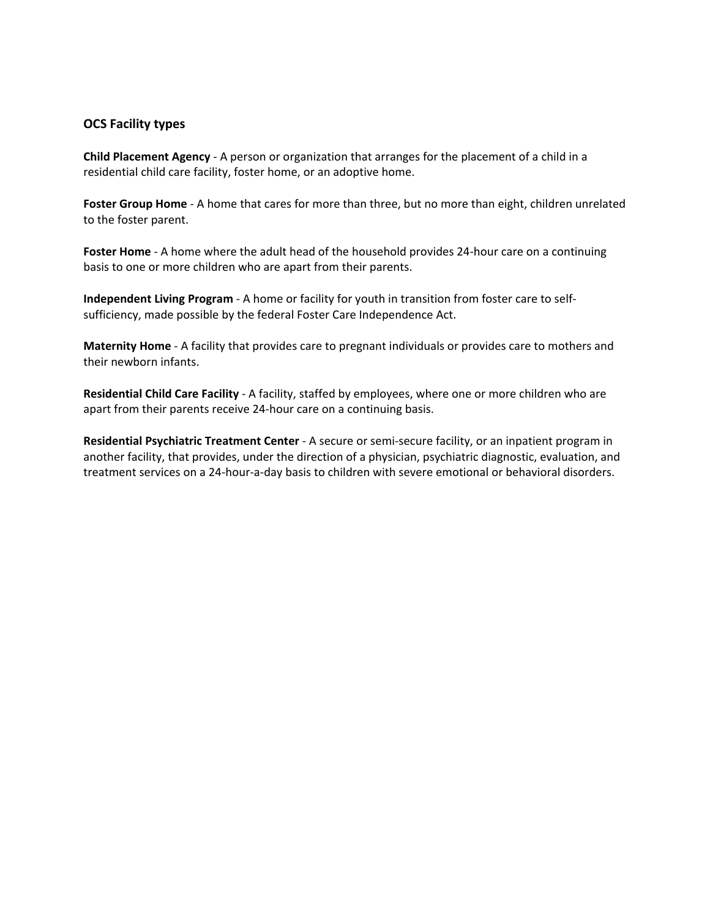### OCS Facility types

**Child Placement Agency** - A person or organization that arranges for the placement of a child in a residential child care facility, foster home, or an adoptive home.

**Foster Group Home** - A home that cares for more than three, but no more than eight, children unrelated to the foster parent.

**Foster Home** - A home where the adult head of the household provides 24-hour care on a continuing basis to one or more children who are apart from their parents.

**Independent Living Program** - A home or facility for youth in transition from foster care to self-sufficiency, made possible by the federal Foster Care Independence Act.

**Maternity Home** - A facility that provides care to pregnant individuals or provides care to mothers and their newborn infants.

**Residential Child Care Facility** - A facility, staffed by employees, where one or more children who are apart from their parents receive 24-hour care on a continuing basis.

**Residential Psychiatric Treatment Center** - A secure or semi-secure facility, or an inpatient program in another facility, that provides, under the direction of a physician, psychiatric diagnostic, evaluation, and treatment services on a 24-hour-a-day basis to children with severe emotional or behavioral disorders.